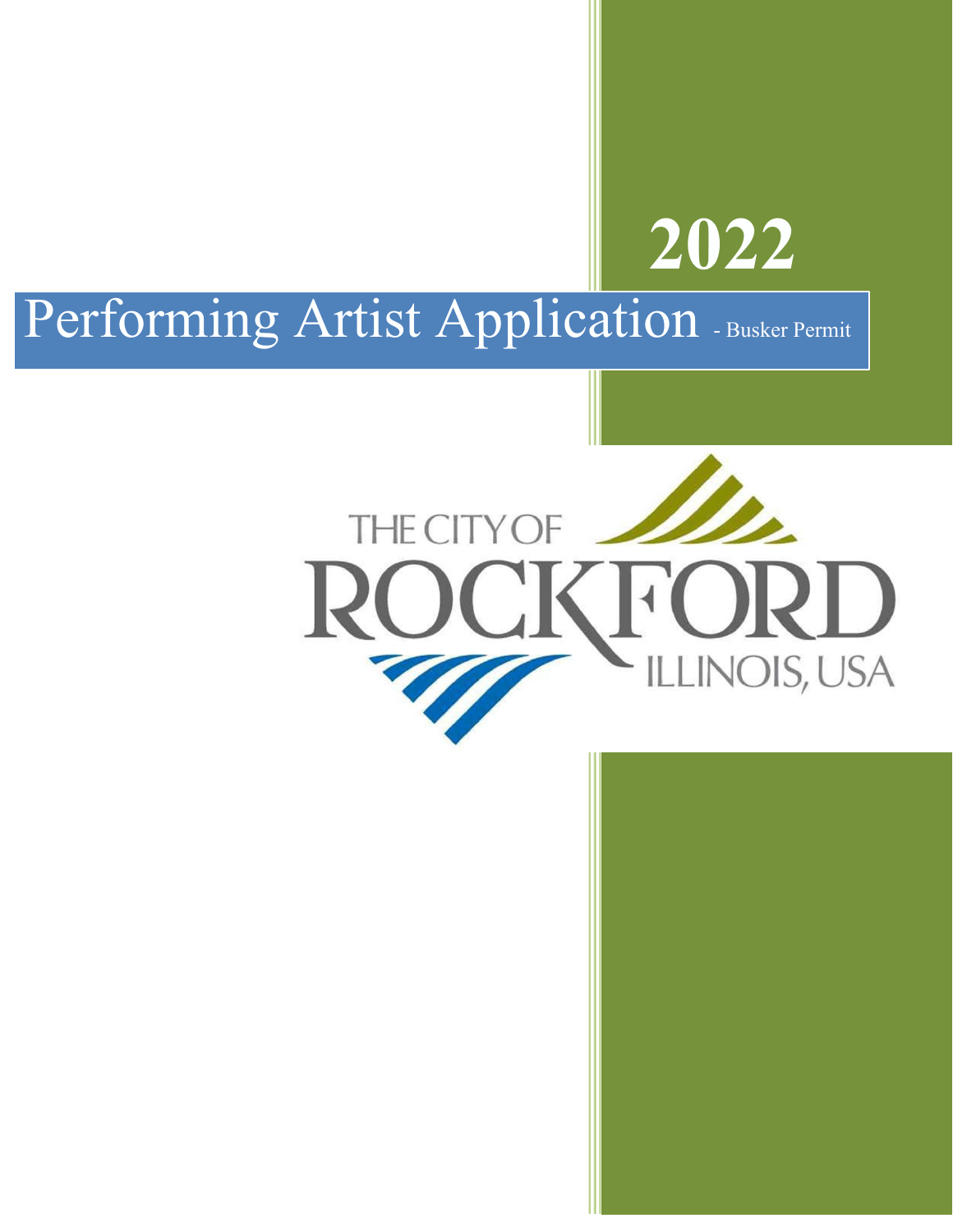# 2022

# Performing Artist Application - Busker Permit

THE CITY OF

ROCKFORD

ILLINOIS, USA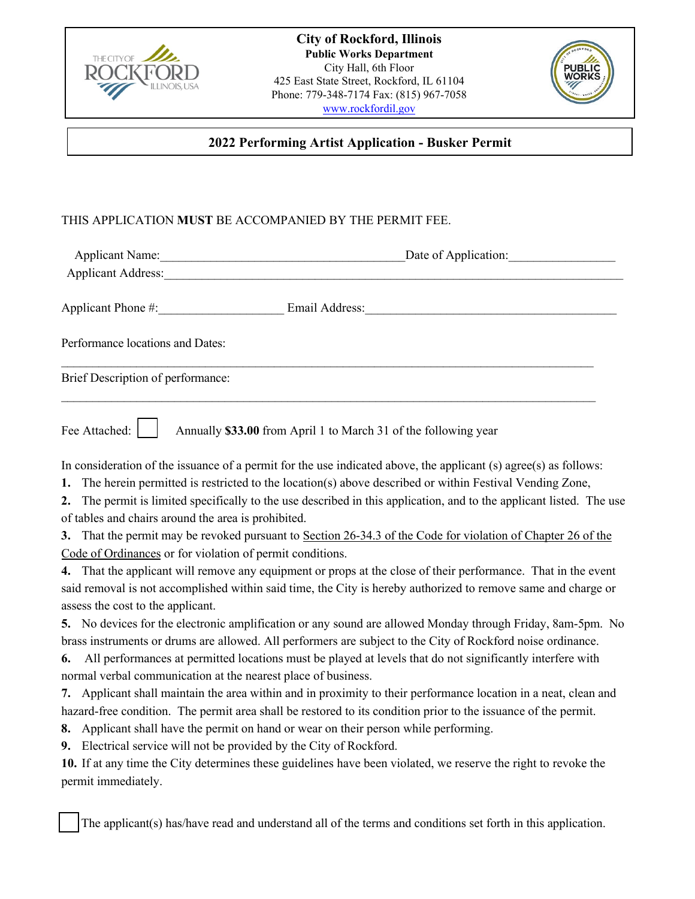**City of Rockford, Illinois**
**Public Works Department**
City Hall, 6th Floor
425 East State Street, Rockford, IL 61104
Phone: 779-348-7174 Fax: (815) 967-7058
www.rockfordil.gov

## 2022 Performing Artist Application - Busker Permit

THIS APPLICATION **MUST** BE ACCOMPANIED BY THE PERMIT FEE.

Applicant Name:______________________________________ Date of Application:________________

Applicant Address:_____________________________________________________________________

Applicant Phone #:___________________ Email Address:_______________________________________

Performance locations and Dates:

_________________________________________________________________________________

Brief Description of performance:

_________________________________________________________________________________

Fee Attached: ☐ Annually **$33.00** from April 1 to March 31 of the following year

In consideration of the issuance of a permit for the use indicated above, the applicant (s) agree(s) as follows:

**1.** The herein permitted is restricted to the location(s) above described or within Festival Vending Zone,

**2.** The permit is limited specifically to the use described in this application, and to the applicant listed. The use of tables and chairs around the area is prohibited.

**3.** That the permit may be revoked pursuant to Section 26-34.3 of the Code for violation of Chapter 26 of the Code of Ordinances or for violation of permit conditions.

**4.** That the applicant will remove any equipment or props at the close of their performance. That in the event said removal is not accomplished within said time, the City is hereby authorized to remove same and charge or assess the cost to the applicant.

**5.** No devices for the electronic amplification or any sound are allowed Monday through Friday, 8am-5pm. No brass instruments or drums are allowed. All performers are subject to the City of Rockford noise ordinance.

**6.** All performances at permitted locations must be played at levels that do not significantly interfere with normal verbal communication at the nearest place of business.

**7.** Applicant shall maintain the area within and in proximity to their performance location in a neat, clean and hazard-free condition. The permit area shall be restored to its condition prior to the issuance of the permit.

**8.** Applicant shall have the permit on hand or wear on their person while performing.

**9.** Electrical service will not be provided by the City of Rockford.

**10.** If at any time the City determines these guidelines have been violated, we reserve the right to revoke the permit immediately.

☐ The applicant(s) has/have read and understand all of the terms and conditions set forth in this application.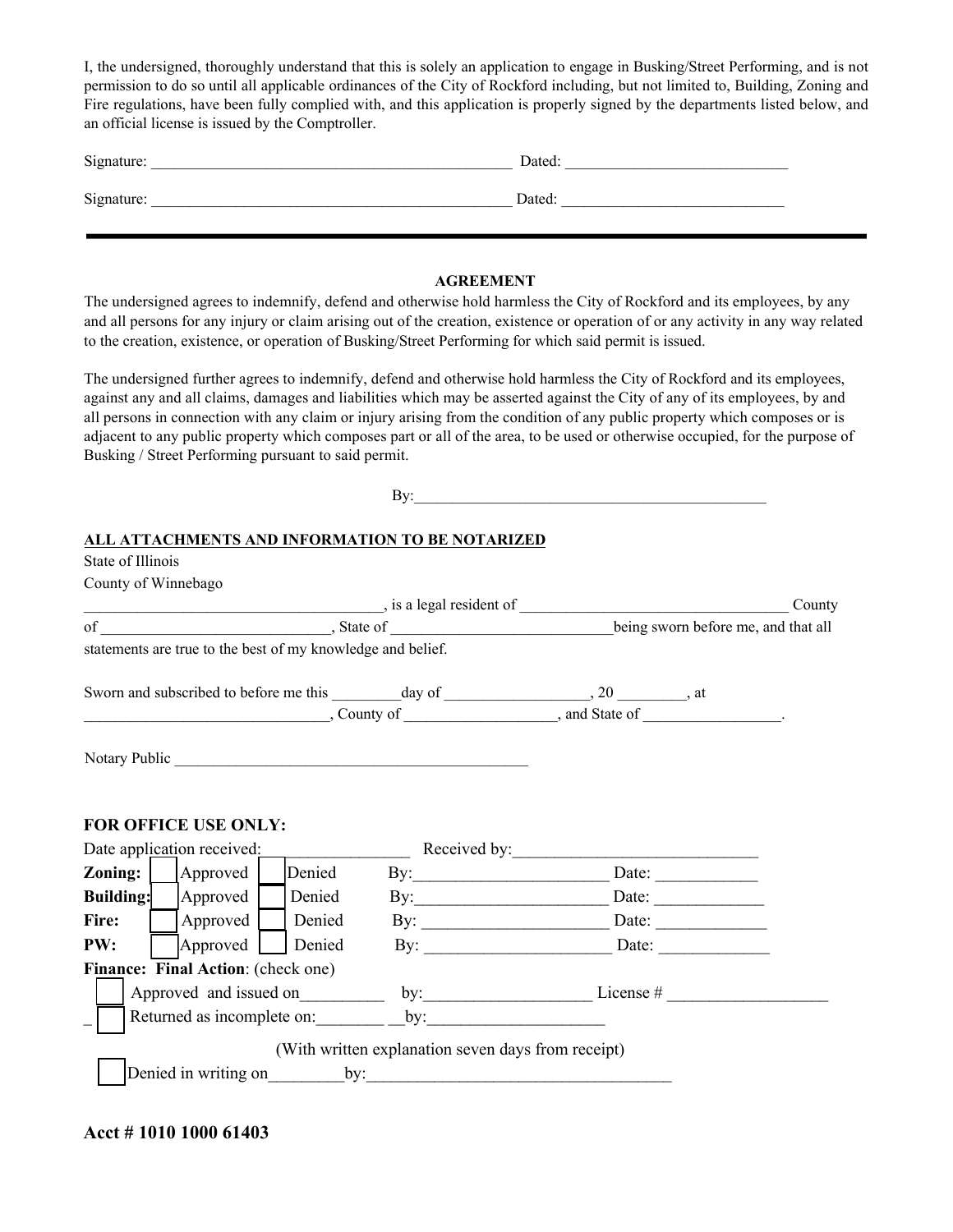I, the undersigned, thoroughly understand that this is solely an application to engage in Busking/Street Performing, and is not permission to do so until all applicable ordinances of the City of Rockford including, but not limited to, Building, Zoning and Fire regulations, have been fully complied with, and this application is properly signed by the departments listed below, and an official license is issued by the Comptroller.

Signature: ________________________________________________ Dated: ____________________________

Signature: ________________________________________________ Dated: ____________________________

---

**AGREEMENT**

The undersigned agrees to indemnify, defend and otherwise hold harmless the City of Rockford and its employees, by any and all persons for any injury or claim arising out of the creation, existence or operation of or any activity in any way related to the creation, existence, or operation of Busking/Street Performing for which said permit is issued.

The undersigned further agrees to indemnify, defend and otherwise hold harmless the City of Rockford and its employees, against any and all claims, damages and liabilities which may be asserted against the City of any of its employees, by and all persons in connection with any claim or injury arising from the condition of any public property which composes or is adjacent to any public property which composes part or all of the area, to be used or otherwise occupied, for the purpose of Busking / Street Performing pursuant to said permit.

By:_______________________________________________

**ALL ATTACHMENTS AND INFORMATION TO BE NOTARIZED**

State of Illinois

County of Winnebago

_______________________________________, is a legal resident of ___________________________________ County of ______________________________, State of ____________________________being sworn before me, and that all statements are true to the best of my knowledge and belief.

Sworn and subscribed to before me this _________day of __________________, 20 _________, at ________________________________, County of ___________________, and State of _________________.

Notary Public _______________________________________________

**FOR OFFICE USE ONLY:**

Date application received:_________________ Received by:______________________________

**Zoning:** ☐ Approved ☐ Denied By:_______________________ Date: ____________

**Building:** ☐ Approved ☐ Denied By:_______________________ Date: ____________

**Fire:** ☐ Approved ☐ Denied By: ______________________ Date: _____________

**PW:** ☐ Approved ☐ Denied By: ______________________ Date: _____________

**Finance: Final Action**: (check one)

☐ Approved and issued on__________ by:____________________ License # ___________________

☐ Returned as incomplete on:________ __by:_____________________

(With written explanation seven days from receipt)

☐ Denied in writing on_________by:_____________________________________

**Acct # 1010 1000 61403**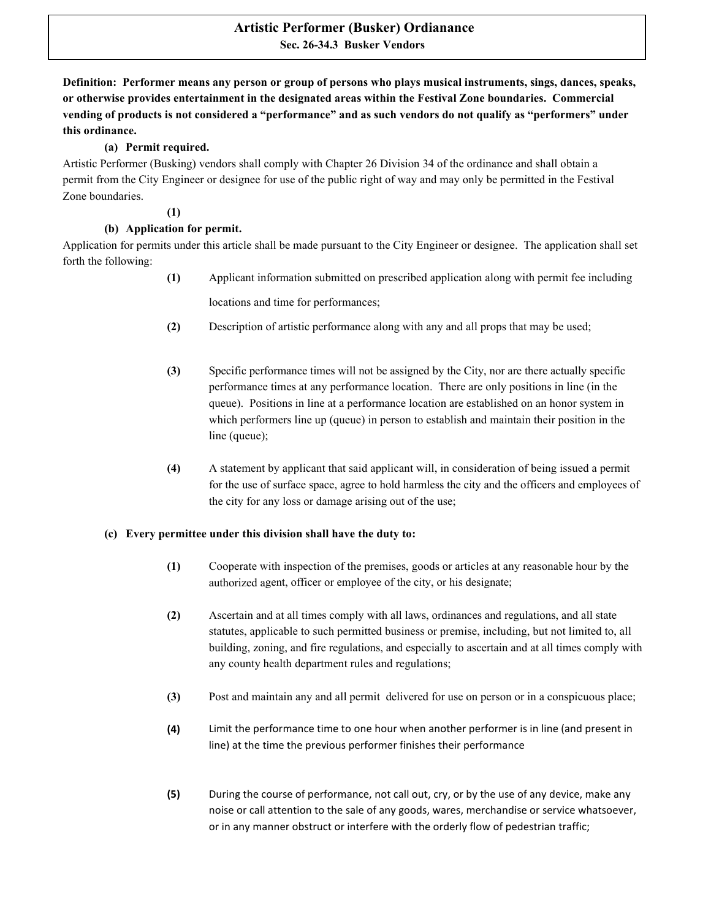# Artistic Performer (Busker) Ordianance

**Sec. 26-34.3 Busker Vendors**

**Definition: Performer means any person or group of persons who plays musical instruments, sings, dances, speaks, or otherwise provides entertainment in the designated areas within the Festival Zone boundaries. Commercial vending of products is not considered a "performance" and as such vendors do not qualify as "performers" under this ordinance.**

**(a) Permit required.**

Artistic Performer (Busking) vendors shall comply with Chapter 26 Division 34 of the ordinance and shall obtain a permit from the City Engineer or designee for use of the public right of way and may only be permitted in the Festival Zone boundaries.

**(1)**

**(b) Application for permit.**

Application for permits under this article shall be made pursuant to the City Engineer or designee. The application shall set forth the following:

**(1)** Applicant information submitted on prescribed application along with permit fee including locations and time for performances;

**(2)** Description of artistic performance along with any and all props that may be used;

**(3)** Specific performance times will not be assigned by the City, nor are there actually specific performance times at any performance location. There are only positions in line (in the queue). Positions in line at a performance location are established on an honor system in which performers line up (queue) in person to establish and maintain their position in the line (queue);

**(4)** A statement by applicant that said applicant will, in consideration of being issued a permit for the use of surface space, agree to hold harmless the city and the officers and employees of the city for any loss or damage arising out of the use;

**(c) Every permittee under this division shall have the duty to:**

**(1)** Cooperate with inspection of the premises, goods or articles at any reasonable hour by the authorized agent, officer or employee of the city, or his designate;

**(2)** Ascertain and at all times comply with all laws, ordinances and regulations, and all state statutes, applicable to such permitted business or premise, including, but not limited to, all building, zoning, and fire regulations, and especially to ascertain and at all times comply with any county health department rules and regulations;

**(3)** Post and maintain any and all permit delivered for use on person or in a conspicuous place;

**(4)** Limit the performance time to one hour when another performer is in line (and present in line) at the time the previous performer finishes their performance

**(5)** During the course of performance, not call out, cry, or by the use of any device, make any noise or call attention to the sale of any goods, wares, merchandise or service whatsoever, or in any manner obstruct or interfere with the orderly flow of pedestrian traffic;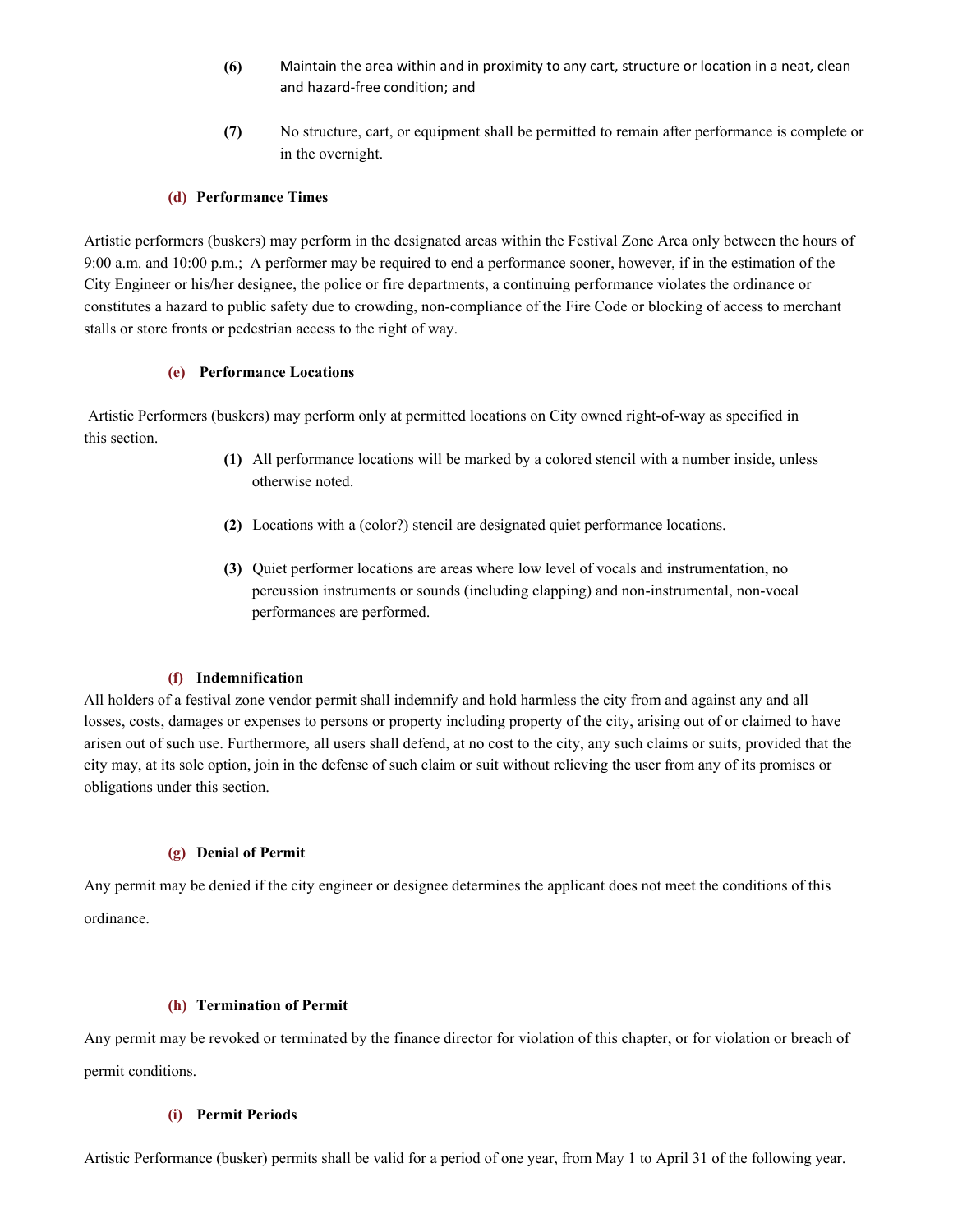**(6)** Maintain the area within and in proximity to any cart, structure or location in a neat, clean and hazard-free condition; and

**(7)** No structure, cart, or equipment shall be permitted to remain after performance is complete or in the overnight.

**(d) Performance Times**

Artistic performers (buskers) may perform in the designated areas within the Festival Zone Area only between the hours of 9:00 a.m. and 10:00 p.m.; A performer may be required to end a performance sooner, however, if in the estimation of the City Engineer or his/her designee, the police or fire departments, a continuing performance violates the ordinance or constitutes a hazard to public safety due to crowding, non-compliance of the Fire Code or blocking of access to merchant stalls or store fronts or pedestrian access to the right of way.

**(e) Performance Locations**

Artistic Performers (buskers) may perform only at permitted locations on City owned right-of-way as specified in this section.

**(1)** All performance locations will be marked by a colored stencil with a number inside, unless otherwise noted.

**(2)** Locations with a (color?) stencil are designated quiet performance locations.

**(3)** Quiet performer locations are areas where low level of vocals and instrumentation, no percussion instruments or sounds (including clapping) and non-instrumental, non-vocal performances are performed.

**(f) Indemnification**

All holders of a festival zone vendor permit shall indemnify and hold harmless the city from and against any and all losses, costs, damages or expenses to persons or property including property of the city, arising out of or claimed to have arisen out of such use. Furthermore, all users shall defend, at no cost to the city, any such claims or suits, provided that the city may, at its sole option, join in the defense of such claim or suit without relieving the user from any of its promises or obligations under this section.

**(g) Denial of Permit**

Any permit may be denied if the city engineer or designee determines the applicant does not meet the conditions of this ordinance.

**(h) Termination of Permit**

Any permit may be revoked or terminated by the finance director for violation of this chapter, or for violation or breach of permit conditions.

**(i) Permit Periods**

Artistic Performance (busker) permits shall be valid for a period of one year, from May 1 to April 31 of the following year.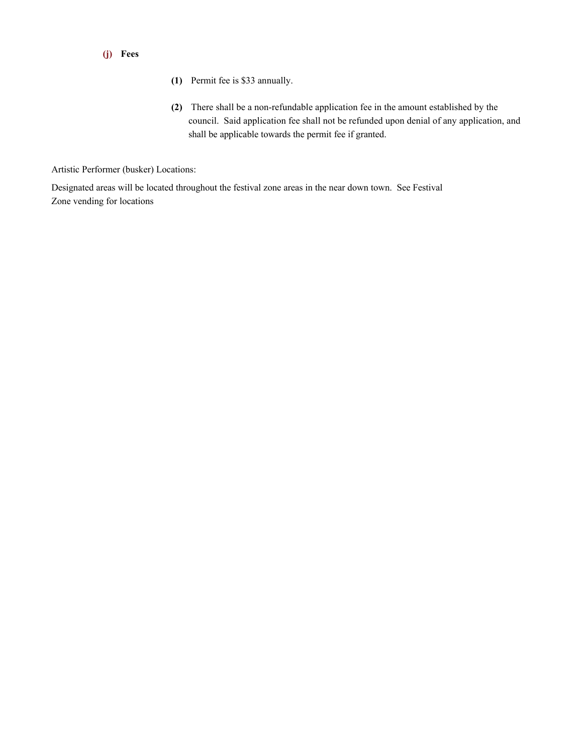**(j) Fees**

**(1)** Permit fee is $33 annually.

**(2)** There shall be a non-refundable application fee in the amount established by the council. Said application fee shall not be refunded upon denial of any application, and shall be applicable towards the permit fee if granted.

Artistic Performer (busker) Locations:

Designated areas will be located throughout the festival zone areas in the near down town. See Festival Zone vending for locations